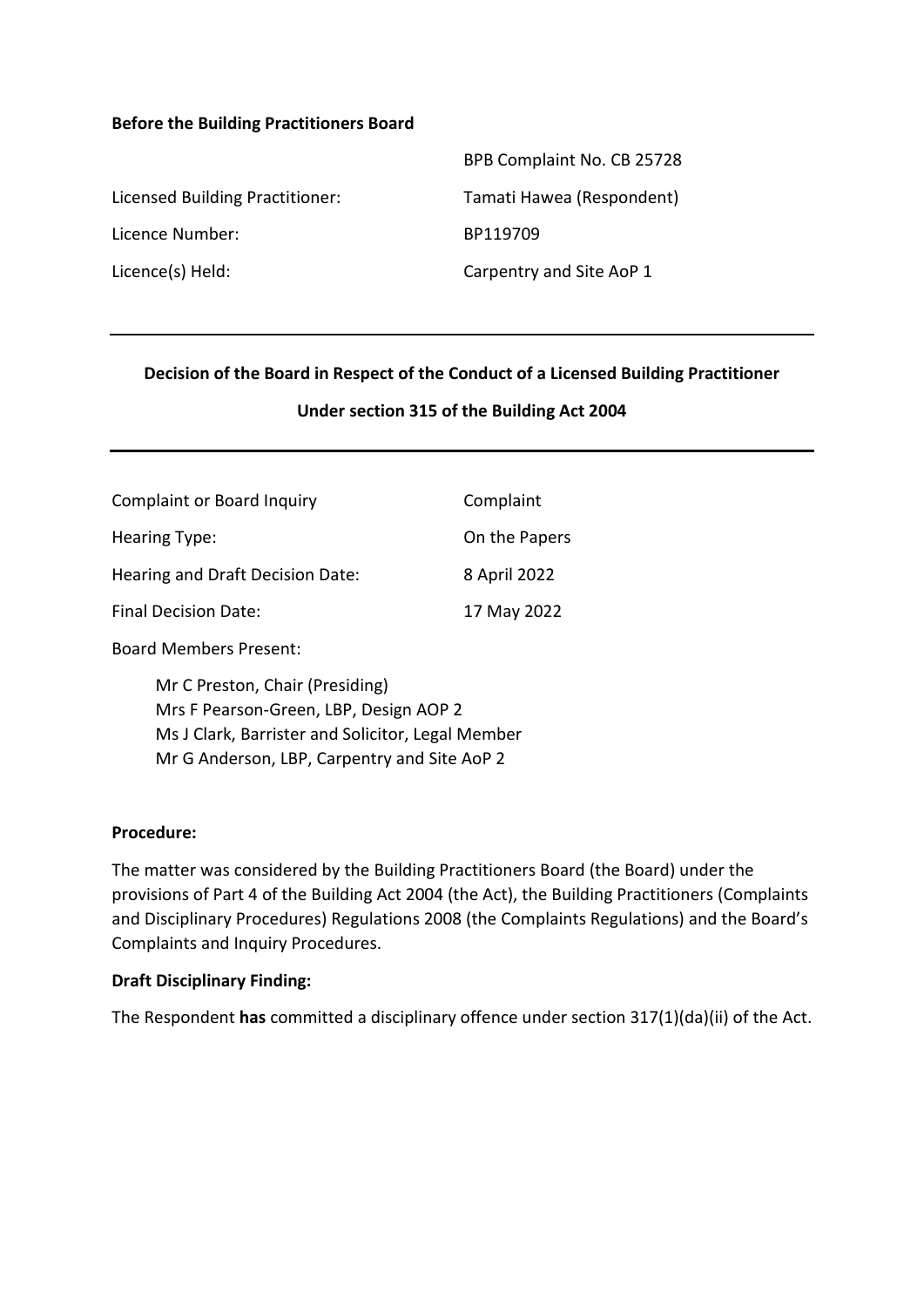**Before the Building Practitioners Board**

| | |
|---|---|
| | BPB Complaint No. CB 25728 |
| Licensed Building Practitioner: | Tamati Hawea (Respondent) |
| Licence Number: | BP119709 |
| Licence(s) Held: | Carpentry and Site AoP 1 |

---

**Decision of the Board in Respect of the Conduct of a Licensed Building Practitioner**

**Under section 315 of the Building Act 2004**

---

| | |
|---|---|
| Complaint or Board Inquiry | Complaint |
| Hearing Type: | On the Papers |
| Hearing and Draft Decision Date: | 8 April 2022 |
| Final Decision Date: | 17 May 2022 |

Board Members Present:

Mr C Preston, Chair (Presiding)
Mrs F Pearson-Green, LBP, Design AOP 2
Ms J Clark, Barrister and Solicitor, Legal Member
Mr G Anderson, LBP, Carpentry and Site AoP 2

**Procedure:**

The matter was considered by the Building Practitioners Board (the Board) under the provisions of Part 4 of the Building Act 2004 (the Act), the Building Practitioners (Complaints and Disciplinary Procedures) Regulations 2008 (the Complaints Regulations) and the Board's Complaints and Inquiry Procedures.

**Draft Disciplinary Finding:**

The Respondent **has** committed a disciplinary offence under section 317(1)(da)(ii) of the Act.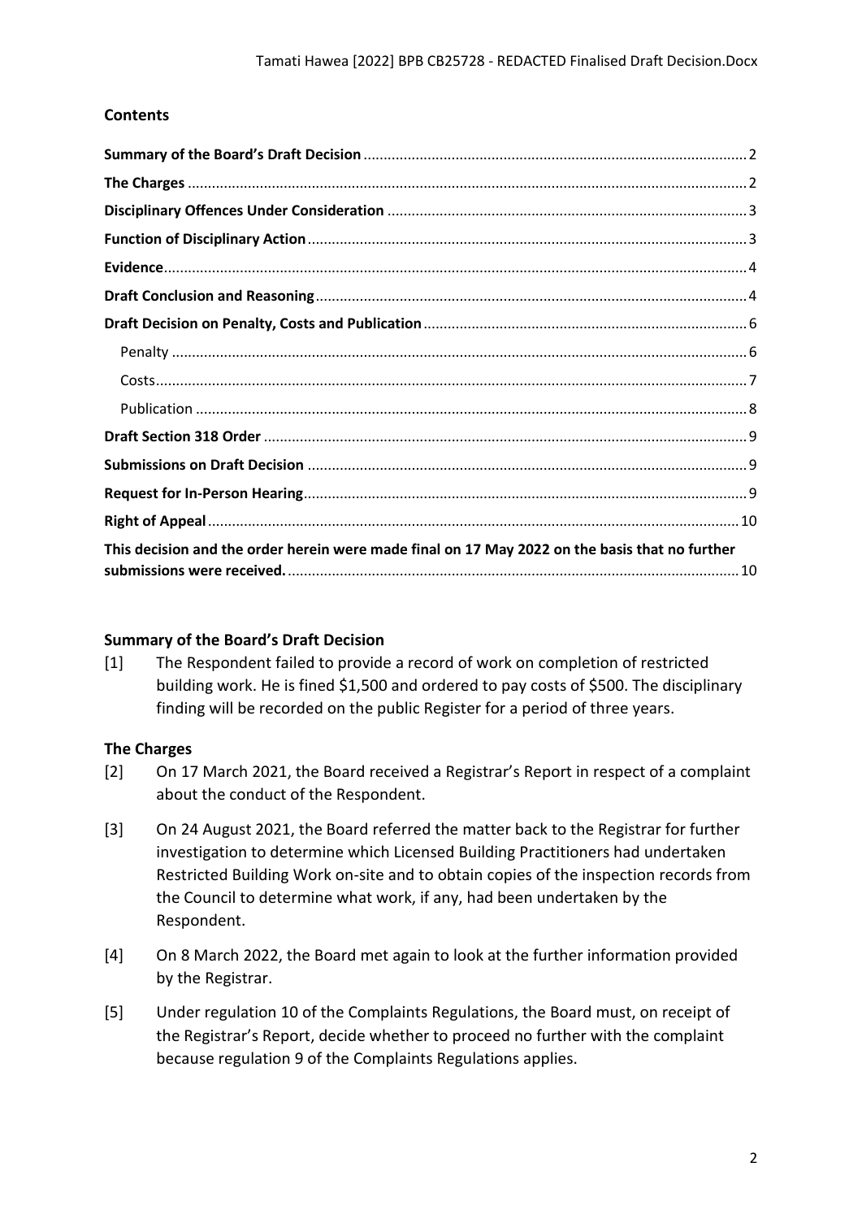## Contents

| | |
|---|---|
| **Summary of the Board's Draft Decision** | 2 |
| **The Charges** | 2 |
| **Disciplinary Offences Under Consideration** | 3 |
| **Function of Disciplinary Action** | 3 |
| **Evidence** | 4 |
| **Draft Conclusion and Reasoning** | 4 |
| **Draft Decision on Penalty, Costs and Publication** | 6 |
| Penalty | 6 |
| Costs | 7 |
| Publication | 8 |
| **Draft Section 318 Order** | 9 |
| **Submissions on Draft Decision** | 9 |
| **Request for In-Person Hearing** | 9 |
| **Right of Appeal** | 10 |
| **This decision and the order herein were made final on 17 May 2022 on the basis that no further submissions were received.** | 10 |

## Summary of the Board's Draft Decision

[1] The Respondent failed to provide a record of work on completion of restricted building work. He is fined $1,500 and ordered to pay costs of $500. The disciplinary finding will be recorded on the public Register for a period of three years.

## The Charges

[2] On 17 March 2021, the Board received a Registrar's Report in respect of a complaint about the conduct of the Respondent.

[3] On 24 August 2021, the Board referred the matter back to the Registrar for further investigation to determine which Licensed Building Practitioners had undertaken Restricted Building Work on-site and to obtain copies of the inspection records from the Council to determine what work, if any, had been undertaken by the Respondent.

[4] On 8 March 2022, the Board met again to look at the further information provided by the Registrar.

[5] Under regulation 10 of the Complaints Regulations, the Board must, on receipt of the Registrar's Report, decide whether to proceed no further with the complaint because regulation 9 of the Complaints Regulations applies.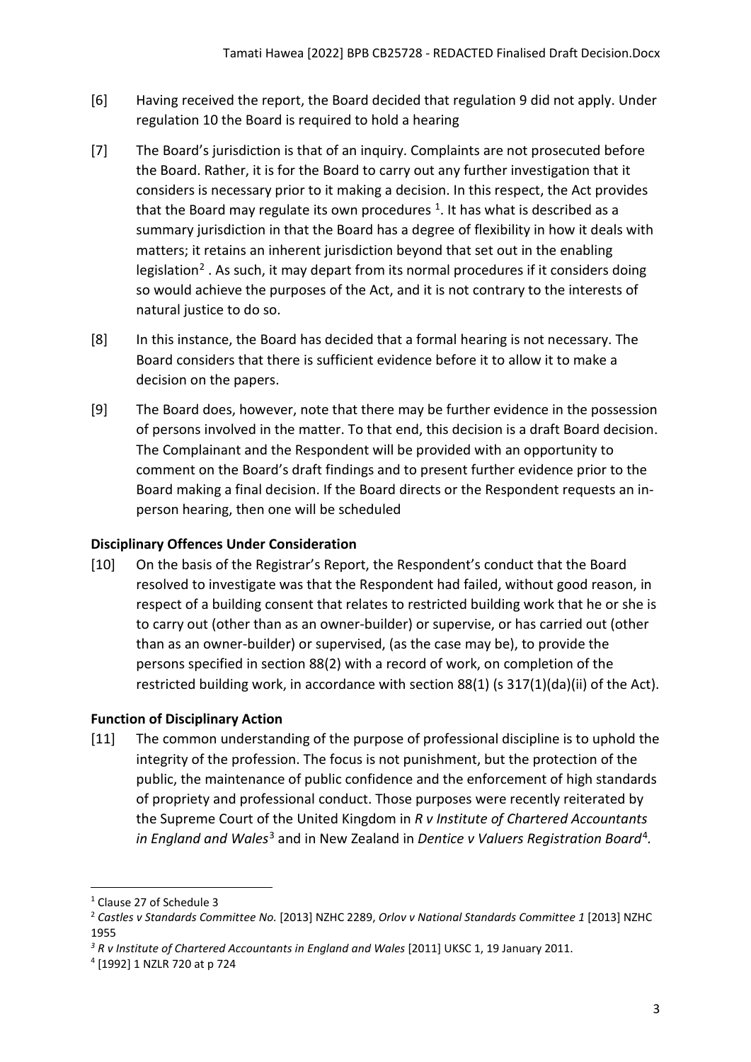[6] Having received the report, the Board decided that regulation 9 did not apply. Under regulation 10 the Board is required to hold a hearing

[7] The Board's jurisdiction is that of an inquiry. Complaints are not prosecuted before the Board. Rather, it is for the Board to carry out any further investigation that it considers is necessary prior to it making a decision. In this respect, the Act provides that the Board may regulate its own procedures [1]. It has what is described as a summary jurisdiction in that the Board has a degree of flexibility in how it deals with matters; it retains an inherent jurisdiction beyond that set out in the enabling legislation[2] . As such, it may depart from its normal procedures if it considers doing so would achieve the purposes of the Act, and it is not contrary to the interests of natural justice to do so.

[8] In this instance, the Board has decided that a formal hearing is not necessary. The Board considers that there is sufficient evidence before it to allow it to make a decision on the papers.

[9] The Board does, however, note that there may be further evidence in the possession of persons involved in the matter. To that end, this decision is a draft Board decision. The Complainant and the Respondent will be provided with an opportunity to comment on the Board's draft findings and to present further evidence prior to the Board making a final decision. If the Board directs or the Respondent requests an in-person hearing, then one will be scheduled

## Disciplinary Offences Under Consideration

[10] On the basis of the Registrar's Report, the Respondent's conduct that the Board resolved to investigate was that the Respondent had failed, without good reason, in respect of a building consent that relates to restricted building work that he or she is to carry out (other than as an owner-builder) or supervise, or has carried out (other than as an owner-builder) or supervised, (as the case may be), to provide the persons specified in section 88(2) with a record of work, on completion of the restricted building work, in accordance with section 88(1) (s 317(1)(da)(ii) of the Act).

## Function of Disciplinary Action

[11] The common understanding of the purpose of professional discipline is to uphold the integrity of the profession. The focus is not punishment, but the protection of the public, the maintenance of public confidence and the enforcement of high standards of propriety and professional conduct. Those purposes were recently reiterated by the Supreme Court of the United Kingdom in *R v Institute of Chartered Accountants in England and Wales*[3] and in New Zealand in *Dentice v Valuers Registration Board*[4].

---

[1] Clause 27 of Schedule 3

[2] *Castles v Standards Committee No.* [2013] NZHC 2289, *Orlov v National Standards Committee 1* [2013] NZHC 1955

[3] *R v Institute of Chartered Accountants in England and Wales* [2011] UKSC 1, 19 January 2011.

[4] [1992] 1 NZLR 720 at p 724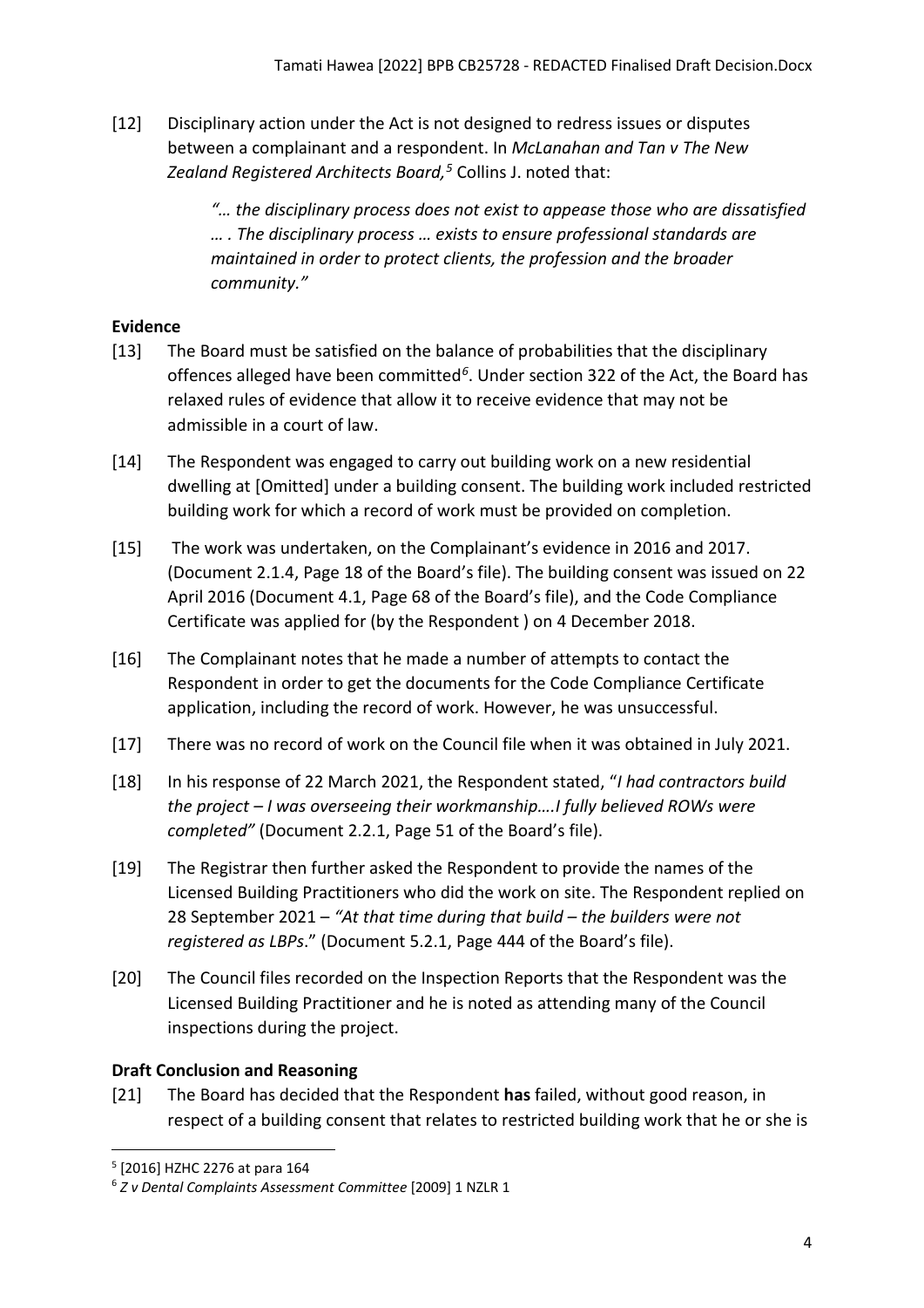[12] Disciplinary action under the Act is not designed to redress issues or disputes between a complainant and a respondent. In *McLanahan and Tan v The New Zealand Registered Architects Board,*[5] Collins J. noted that:

> *"… the disciplinary process does not exist to appease those who are dissatisfied … . The disciplinary process … exists to ensure professional standards are maintained in order to protect clients, the profession and the broader community."*

**Evidence**

[13] The Board must be satisfied on the balance of probabilities that the disciplinary offences alleged have been committed[6]. Under section 322 of the Act, the Board has relaxed rules of evidence that allow it to receive evidence that may not be admissible in a court of law.

[14] The Respondent was engaged to carry out building work on a new residential dwelling at [Omitted] under a building consent. The building work included restricted building work for which a record of work must be provided on completion.

[15] The work was undertaken, on the Complainant's evidence in 2016 and 2017. (Document 2.1.4, Page 18 of the Board's file). The building consent was issued on 22 April 2016 (Document 4.1, Page 68 of the Board's file), and the Code Compliance Certificate was applied for (by the Respondent ) on 4 December 2018.

[16] The Complainant notes that he made a number of attempts to contact the Respondent in order to get the documents for the Code Compliance Certificate application, including the record of work. However, he was unsuccessful.

[17] There was no record of work on the Council file when it was obtained in July 2021.

[18] In his response of 22 March 2021, the Respondent stated, "*I had contractors build the project – I was overseeing their workmanship….I fully believed ROWs were completed"* (Document 2.2.1, Page 51 of the Board's file).

[19] The Registrar then further asked the Respondent to provide the names of the Licensed Building Practitioners who did the work on site. The Respondent replied on 28 September 2021 – *"At that time during that build – the builders were not registered as LBPs*." (Document 5.2.1, Page 444 of the Board's file).

[20] The Council files recorded on the Inspection Reports that the Respondent was the Licensed Building Practitioner and he is noted as attending many of the Council inspections during the project.

**Draft Conclusion and Reasoning**

[21] The Board has decided that the Respondent **has** failed, without good reason, in respect of a building consent that relates to restricted building work that he or she is

[5] [2016] HZHC 2276 at para 164

[6] *Z v Dental Complaints Assessment Committee* [2009] 1 NZLR 1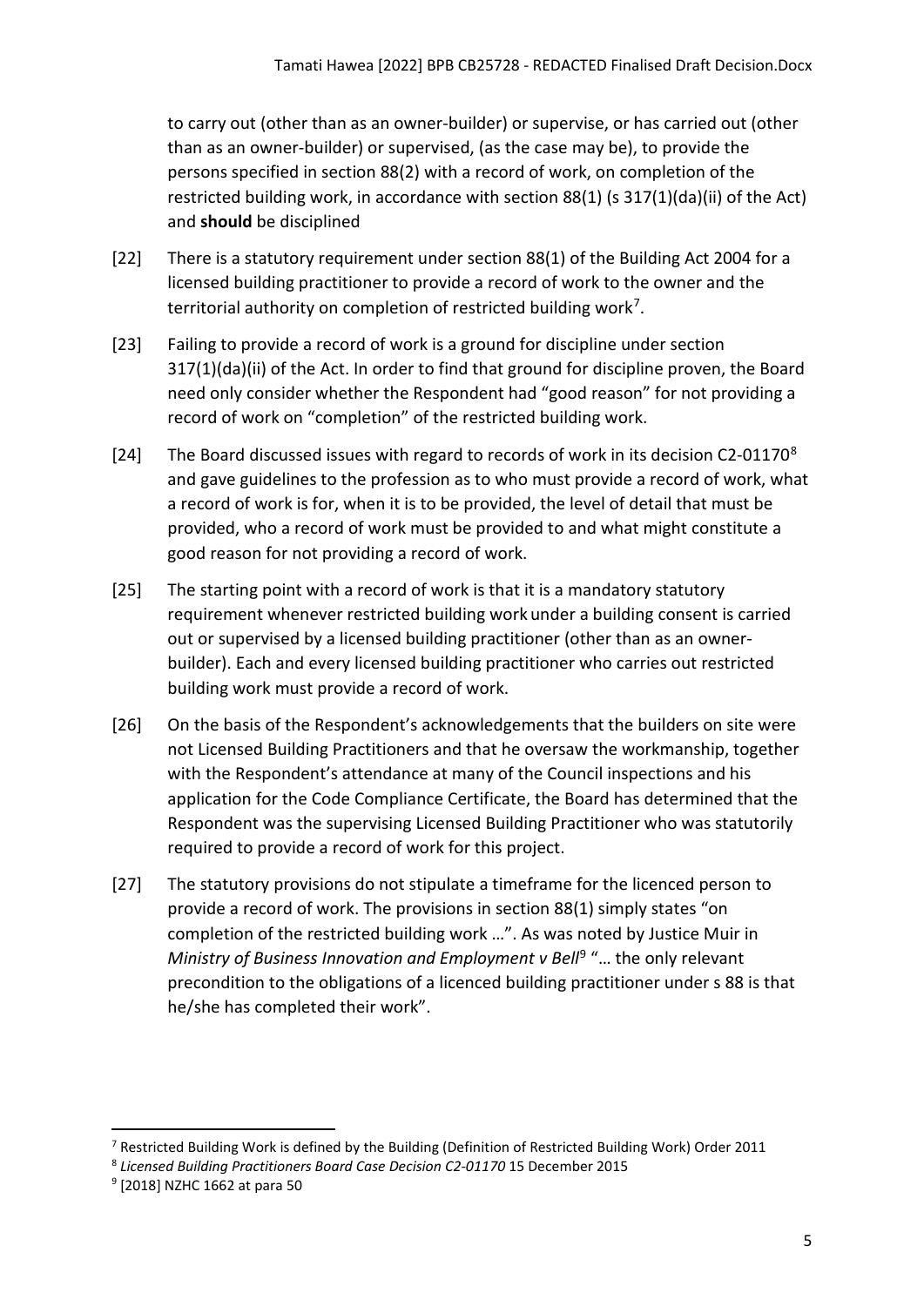to carry out (other than as an owner-builder) or supervise, or has carried out (other than as an owner-builder) or supervised, (as the case may be), to provide the persons specified in section 88(2) with a record of work, on completion of the restricted building work, in accordance with section 88(1) (s 317(1)(da)(ii) of the Act) and **should** be disciplined

[22] There is a statutory requirement under section 88(1) of the Building Act 2004 for a licensed building practitioner to provide a record of work to the owner and the territorial authority on completion of restricted building work[7].

[23] Failing to provide a record of work is a ground for discipline under section 317(1)(da)(ii) of the Act. In order to find that ground for discipline proven, the Board need only consider whether the Respondent had "good reason" for not providing a record of work on "completion" of the restricted building work.

[24] The Board discussed issues with regard to records of work in its decision C2-01170[8] and gave guidelines to the profession as to who must provide a record of work, what a record of work is for, when it is to be provided, the level of detail that must be provided, who a record of work must be provided to and what might constitute a good reason for not providing a record of work.

[25] The starting point with a record of work is that it is a mandatory statutory requirement whenever restricted building work under a building consent is carried out or supervised by a licensed building practitioner (other than as an owner-builder). Each and every licensed building practitioner who carries out restricted building work must provide a record of work.

[26] On the basis of the Respondent's acknowledgements that the builders on site were not Licensed Building Practitioners and that he oversaw the workmanship, together with the Respondent's attendance at many of the Council inspections and his application for the Code Compliance Certificate, the Board has determined that the Respondent was the supervising Licensed Building Practitioner who was statutorily required to provide a record of work for this project.

[27] The statutory provisions do not stipulate a timeframe for the licenced person to provide a record of work. The provisions in section 88(1) simply states "on completion of the restricted building work …". As was noted by Justice Muir in *Ministry of Business Innovation and Employment v Bell*[9] "… the only relevant precondition to the obligations of a licenced building practitioner under s 88 is that he/she has completed their work".

---

[7] Restricted Building Work is defined by the Building (Definition of Restricted Building Work) Order 2011

[8] *Licensed Building Practitioners Board Case Decision C2-01170* 15 December 2015

[9] [2018] NZHC 1662 at para 50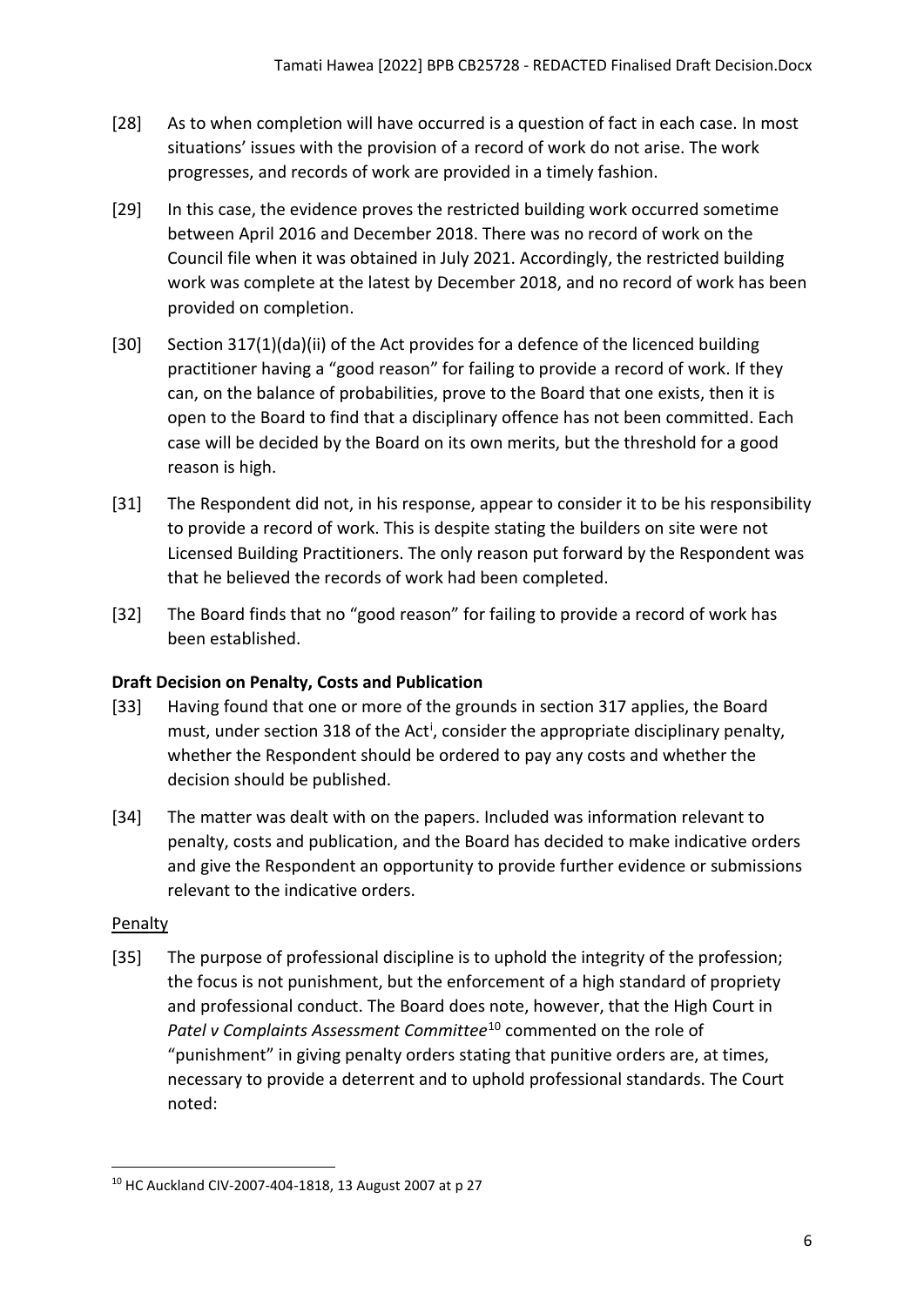[28] As to when completion will have occurred is a question of fact in each case. In most situations' issues with the provision of a record of work do not arise. The work progresses, and records of work are provided in a timely fashion.

[29] In this case, the evidence proves the restricted building work occurred sometime between April 2016 and December 2018. There was no record of work on the Council file when it was obtained in July 2021. Accordingly, the restricted building work was complete at the latest by December 2018, and no record of work has been provided on completion.

[30] Section 317(1)(da)(ii) of the Act provides for a defence of the licenced building practitioner having a "good reason" for failing to provide a record of work. If they can, on the balance of probabilities, prove to the Board that one exists, then it is open to the Board to find that a disciplinary offence has not been committed. Each case will be decided by the Board on its own merits, but the threshold for a good reason is high.

[31] The Respondent did not, in his response, appear to consider it to be his responsibility to provide a record of work. This is despite stating the builders on site were not Licensed Building Practitioners. The only reason put forward by the Respondent was that he believed the records of work had been completed.

[32] The Board finds that no "good reason" for failing to provide a record of work has been established.

**Draft Decision on Penalty, Costs and Publication**

[33] Having found that one or more of the grounds in section 317 applies, the Board must, under section 318 of the Act[i], consider the appropriate disciplinary penalty, whether the Respondent should be ordered to pay any costs and whether the decision should be published.

[34] The matter was dealt with on the papers. Included was information relevant to penalty, costs and publication, and the Board has decided to make indicative orders and give the Respondent an opportunity to provide further evidence or submissions relevant to the indicative orders.

Penalty

[35] The purpose of professional discipline is to uphold the integrity of the profession; the focus is not punishment, but the enforcement of a high standard of propriety and professional conduct. The Board does note, however, that the High Court in *Patel v Complaints Assessment Committee*[10] commented on the role of "punishment" in giving penalty orders stating that punitive orders are, at times, necessary to provide a deterrent and to uphold professional standards. The Court noted:

---

[10] HC Auckland CIV-2007-404-1818, 13 August 2007 at p 27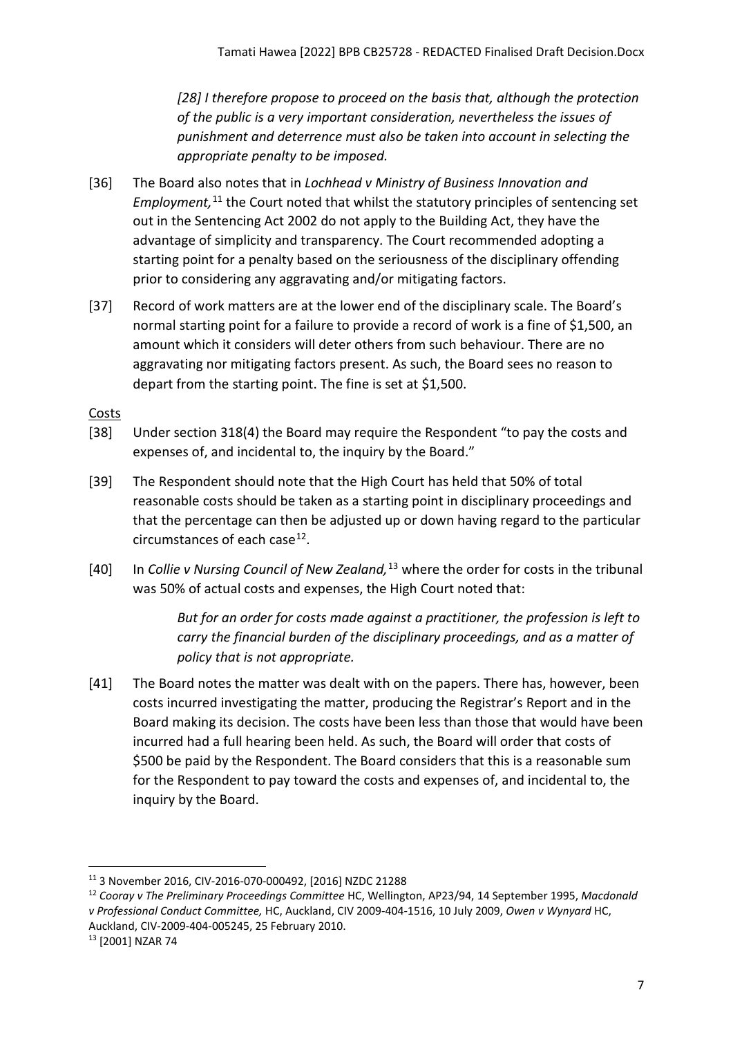> *[28] I therefore propose to proceed on the basis that, although the protection of the public is a very important consideration, nevertheless the issues of punishment and deterrence must also be taken into account in selecting the appropriate penalty to be imposed.*

[36] The Board also notes that in *Lochhead v Ministry of Business Innovation and Employment,*[11] the Court noted that whilst the statutory principles of sentencing set out in the Sentencing Act 2002 do not apply to the Building Act, they have the advantage of simplicity and transparency. The Court recommended adopting a starting point for a penalty based on the seriousness of the disciplinary offending prior to considering any aggravating and/or mitigating factors.

[37] Record of work matters are at the lower end of the disciplinary scale. The Board's normal starting point for a failure to provide a record of work is a fine of $1,500, an amount which it considers will deter others from such behaviour. There are no aggravating nor mitigating factors present. As such, the Board sees no reason to depart from the starting point. The fine is set at $1,500.

<u>Costs</u>

[38] Under section 318(4) the Board may require the Respondent "to pay the costs and expenses of, and incidental to, the inquiry by the Board."

[39] The Respondent should note that the High Court has held that 50% of total reasonable costs should be taken as a starting point in disciplinary proceedings and that the percentage can then be adjusted up or down having regard to the particular circumstances of each case[12].

[40] In *Collie v Nursing Council of New Zealand,*[13] where the order for costs in the tribunal was 50% of actual costs and expenses, the High Court noted that:

> *But for an order for costs made against a practitioner, the profession is left to carry the financial burden of the disciplinary proceedings, and as a matter of policy that is not appropriate.*

[41] The Board notes the matter was dealt with on the papers. There has, however, been costs incurred investigating the matter, producing the Registrar's Report and in the Board making its decision. The costs have been less than those that would have been incurred had a full hearing been held. As such, the Board will order that costs of $500 be paid by the Respondent. The Board considers that this is a reasonable sum for the Respondent to pay toward the costs and expenses of, and incidental to, the inquiry by the Board.

---

[11] 3 November 2016, CIV-2016-070-000492, [2016] NZDC 21288

[12] *Cooray v The Preliminary Proceedings Committee* HC, Wellington, AP23/94, 14 September 1995, *Macdonald v Professional Conduct Committee,* HC, Auckland, CIV 2009-404-1516, 10 July 2009, *Owen v Wynyard* HC, Auckland, CIV-2009-404-005245, 25 February 2010.

[13] [2001] NZAR 74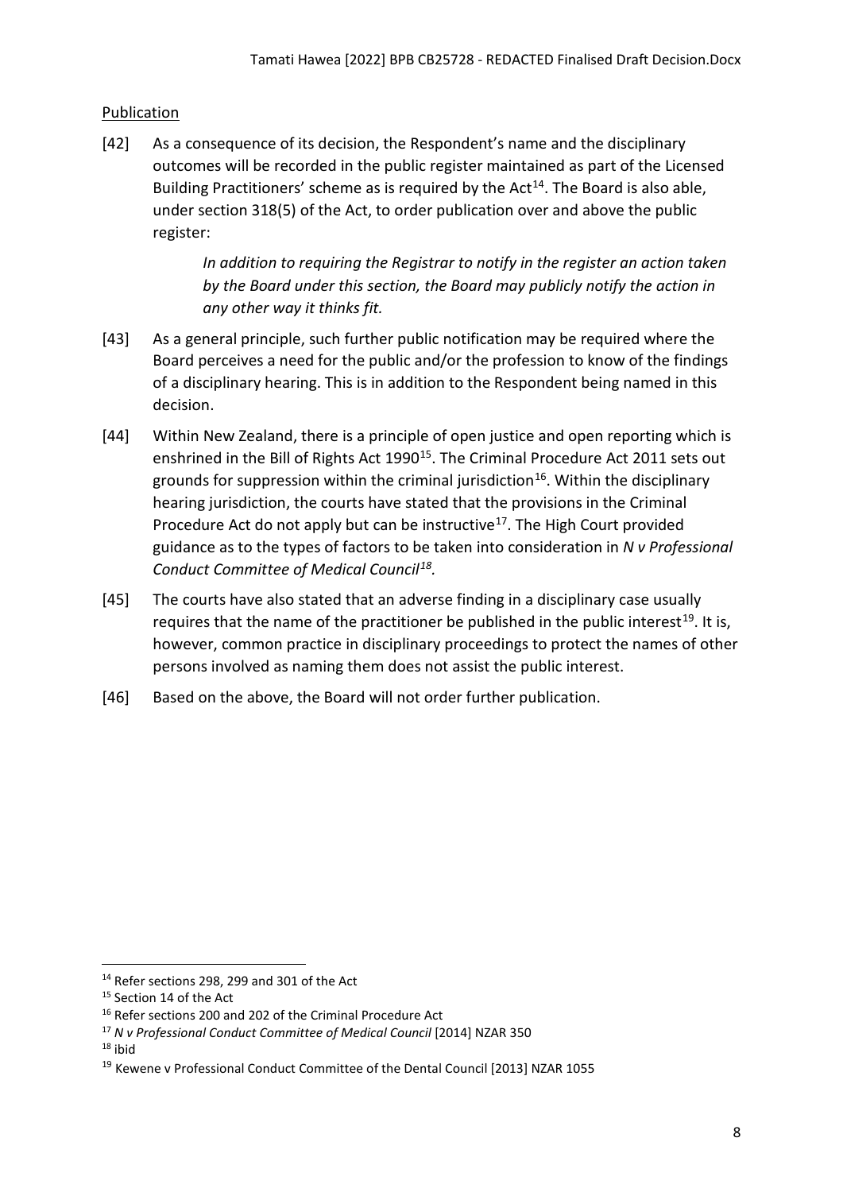Publication

[42] As a consequence of its decision, the Respondent's name and the disciplinary outcomes will be recorded in the public register maintained as part of the Licensed Building Practitioners' scheme as is required by the Act[14]. The Board is also able, under section 318(5) of the Act, to order publication over and above the public register:

> *In addition to requiring the Registrar to notify in the register an action taken by the Board under this section, the Board may publicly notify the action in any other way it thinks fit.*

[43] As a general principle, such further public notification may be required where the Board perceives a need for the public and/or the profession to know of the findings of a disciplinary hearing. This is in addition to the Respondent being named in this decision.

[44] Within New Zealand, there is a principle of open justice and open reporting which is enshrined in the Bill of Rights Act 1990[15]. The Criminal Procedure Act 2011 sets out grounds for suppression within the criminal jurisdiction[16]. Within the disciplinary hearing jurisdiction, the courts have stated that the provisions in the Criminal Procedure Act do not apply but can be instructive[17]. The High Court provided guidance as to the types of factors to be taken into consideration in *N v Professional Conduct Committee of Medical Council[18].*

[45] The courts have also stated that an adverse finding in a disciplinary case usually requires that the name of the practitioner be published in the public interest[19]. It is, however, common practice in disciplinary proceedings to protect the names of other persons involved as naming them does not assist the public interest.

[46] Based on the above, the Board will not order further publication.

---

[14] Refer sections 298, 299 and 301 of the Act

[15] Section 14 of the Act

[16] Refer sections 200 and 202 of the Criminal Procedure Act

[17] *N v Professional Conduct Committee of Medical Council* [2014] NZAR 350

[18] ibid

[19] Kewene v Professional Conduct Committee of the Dental Council [2013] NZAR 1055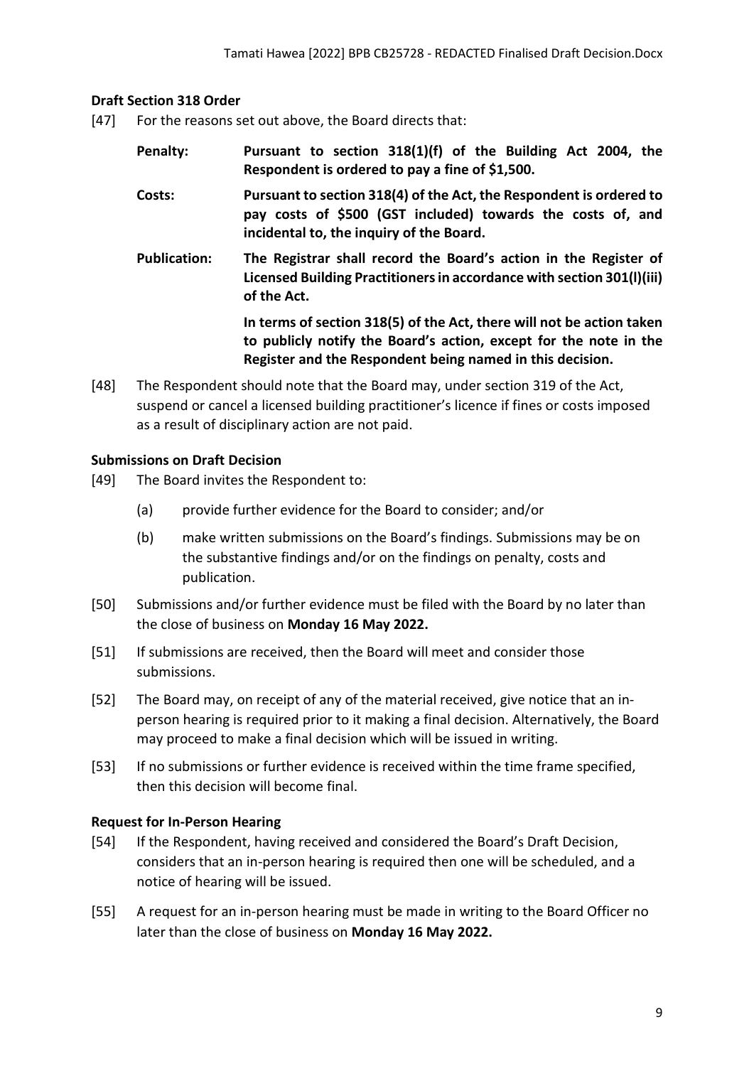### Draft Section 318 Order

[47] For the reasons set out above, the Board directs that:

**Penalty:** **Pursuant to section 318(1)(f) of the Building Act 2004, the Respondent is ordered to pay a fine of $1,500.**

**Costs:** **Pursuant to section 318(4) of the Act, the Respondent is ordered to pay costs of $500 (GST included) towards the costs of, and incidental to, the inquiry of the Board.**

**Publication:** **The Registrar shall record the Board's action in the Register of Licensed Building Practitioners in accordance with section 301(l)(iii) of the Act.**

**In terms of section 318(5) of the Act, there will not be action taken to publicly notify the Board's action, except for the note in the Register and the Respondent being named in this decision.**

[48] The Respondent should note that the Board may, under section 319 of the Act, suspend or cancel a licensed building practitioner's licence if fines or costs imposed as a result of disciplinary action are not paid.

### Submissions on Draft Decision

[49] The Board invites the Respondent to:

(a) provide further evidence for the Board to consider; and/or

(b) make written submissions on the Board's findings. Submissions may be on the substantive findings and/or on the findings on penalty, costs and publication.

[50] Submissions and/or further evidence must be filed with the Board by no later than the close of business on **Monday 16 May 2022.**

[51] If submissions are received, then the Board will meet and consider those submissions.

[52] The Board may, on receipt of any of the material received, give notice that an in-person hearing is required prior to it making a final decision. Alternatively, the Board may proceed to make a final decision which will be issued in writing.

[53] If no submissions or further evidence is received within the time frame specified, then this decision will become final.

### Request for In-Person Hearing

[54] If the Respondent, having received and considered the Board's Draft Decision, considers that an in-person hearing is required then one will be scheduled, and a notice of hearing will be issued.

[55] A request for an in-person hearing must be made in writing to the Board Officer no later than the close of business on **Monday 16 May 2022.**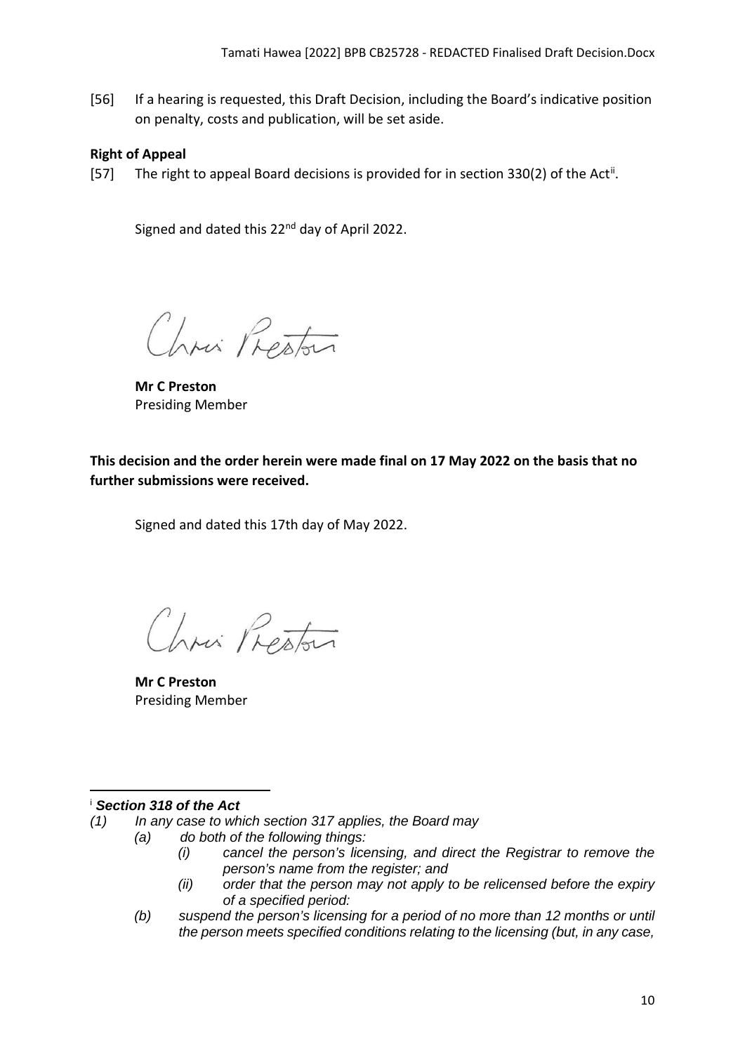[56] If a hearing is requested, this Draft Decision, including the Board's indicative position on penalty, costs and publication, will be set aside.

**Right of Appeal**

[57] The right to appeal Board decisions is provided for in section 330(2) of the Act[ii].

Signed and dated this 22nd day of April 2022.

Chris Preston

**Mr C Preston**
Presiding Member

**This decision and the order herein were made final on 17 May 2022 on the basis that no further submissions were received.**

Signed and dated this 17th day of May 2022.

Chris Preston

**Mr C Preston**
Presiding Member

---

[i] ***Section 318 of the Act***

*(1) In any case to which section 317 applies, the Board may*

*(a) do both of the following things:*

*(i) cancel the person's licensing, and direct the Registrar to remove the person's name from the register; and*

*(ii) order that the person may not apply to be relicensed before the expiry of a specified period:*

*(b) suspend the person's licensing for a period of no more than 12 months or until the person meets specified conditions relating to the licensing (but, in any case,*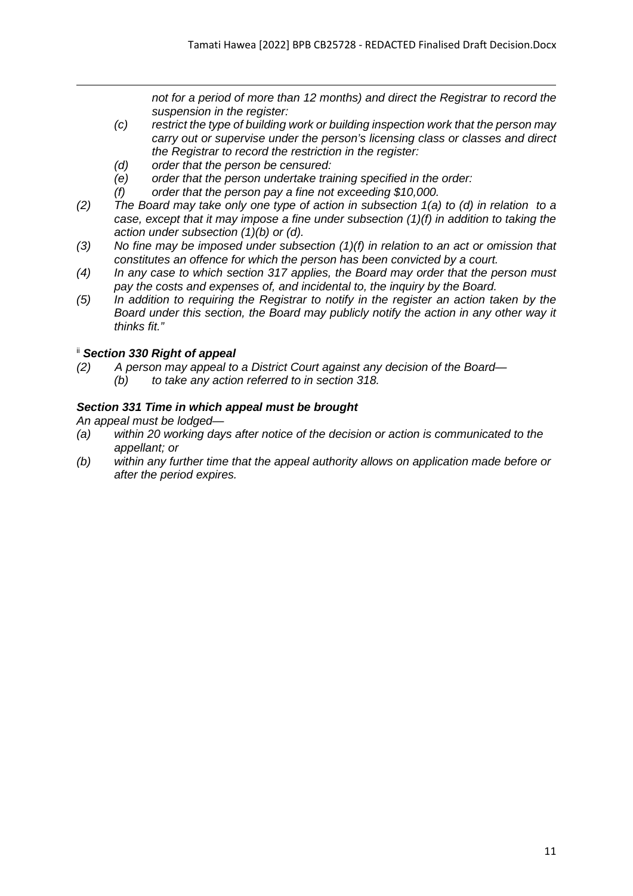*not for a period of more than 12 months) and direct the Registrar to record the suspension in the register:*

*(c) restrict the type of building work or building inspection work that the person may carry out or supervise under the person's licensing class or classes and direct the Registrar to record the restriction in the register:*

*(d) order that the person be censured:*

*(e) order that the person undertake training specified in the order:*

*(f) order that the person pay a fine not exceeding $10,000.*

*(2) The Board may take only one type of action in subsection 1(a) to (d) in relation to a case, except that it may impose a fine under subsection (1)(f) in addition to taking the action under subsection (1)(b) or (d).*

*(3) No fine may be imposed under subsection (1)(f) in relation to an act or omission that constitutes an offence for which the person has been convicted by a court.*

*(4) In any case to which section 317 applies, the Board may order that the person must pay the costs and expenses of, and incidental to, the inquiry by the Board.*

*(5) In addition to requiring the Registrar to notify in the register an action taken by the Board under this section, the Board may publicly notify the action in any other way it thinks fit."*

[ii] ***Section 330 Right of appeal***

*(2) A person may appeal to a District Court against any decision of the Board—*

*(b) to take any action referred to in section 318.*

***Section 331 Time in which appeal must be brought***

*An appeal must be lodged—*

*(a) within 20 working days after notice of the decision or action is communicated to the appellant; or*

*(b) within any further time that the appeal authority allows on application made before or after the period expires.*